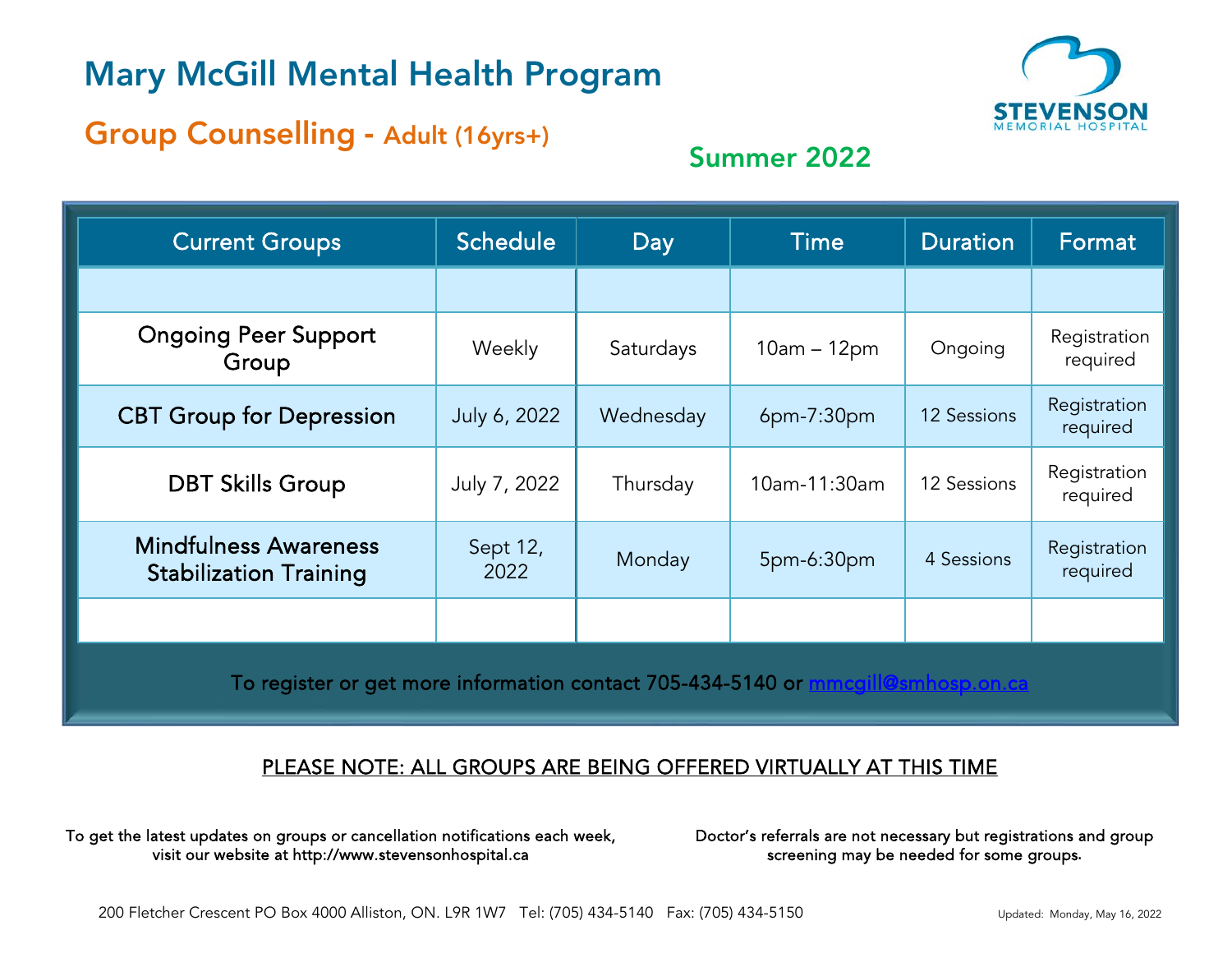# Mary McGill Mental Health Program

## Group Counselling - Adult (16yrs+)

STEVENSON MEMORIAL HOSPITAL

**Summer 2022**

| Current Groups | Schedule | Day | Time | Duration | Format |
|---|---|---|---|---|---|
| | | | | | |
| Ongoing Peer Support Group | Weekly | Saturdays | 10am – 12pm | Ongoing | Registration required |
| CBT Group for Depression | July 6, 2022 | Wednesday | 6pm-7:30pm | 12 Sessions | Registration required |
| DBT Skills Group | July 7, 2022 | Thursday | 10am-11:30am | 12 Sessions | Registration required |
| Mindfulness Awareness Stabilization Training | Sept 12, 2022 | Monday | 5pm-6:30pm | 4 Sessions | Registration required |
| | | | | | |

To register or get more information contact 705-434-5140 or mmcgill@smhosp.on.ca

PLEASE NOTE: ALL GROUPS ARE BEING OFFERED VIRTUALLY AT THIS TIME

To get the latest updates on groups or cancellation notifications each week, visit our website at http://www.stevensonhospital.ca

Doctor's referrals are not necessary but registrations and group screening may be needed for some groups.

200 Fletcher Crescent PO Box 4000 Alliston, ON. L9R 1W7 Tel: (705) 434-5140 Fax: (705) 434-5150

Updated: Monday, May 16, 2022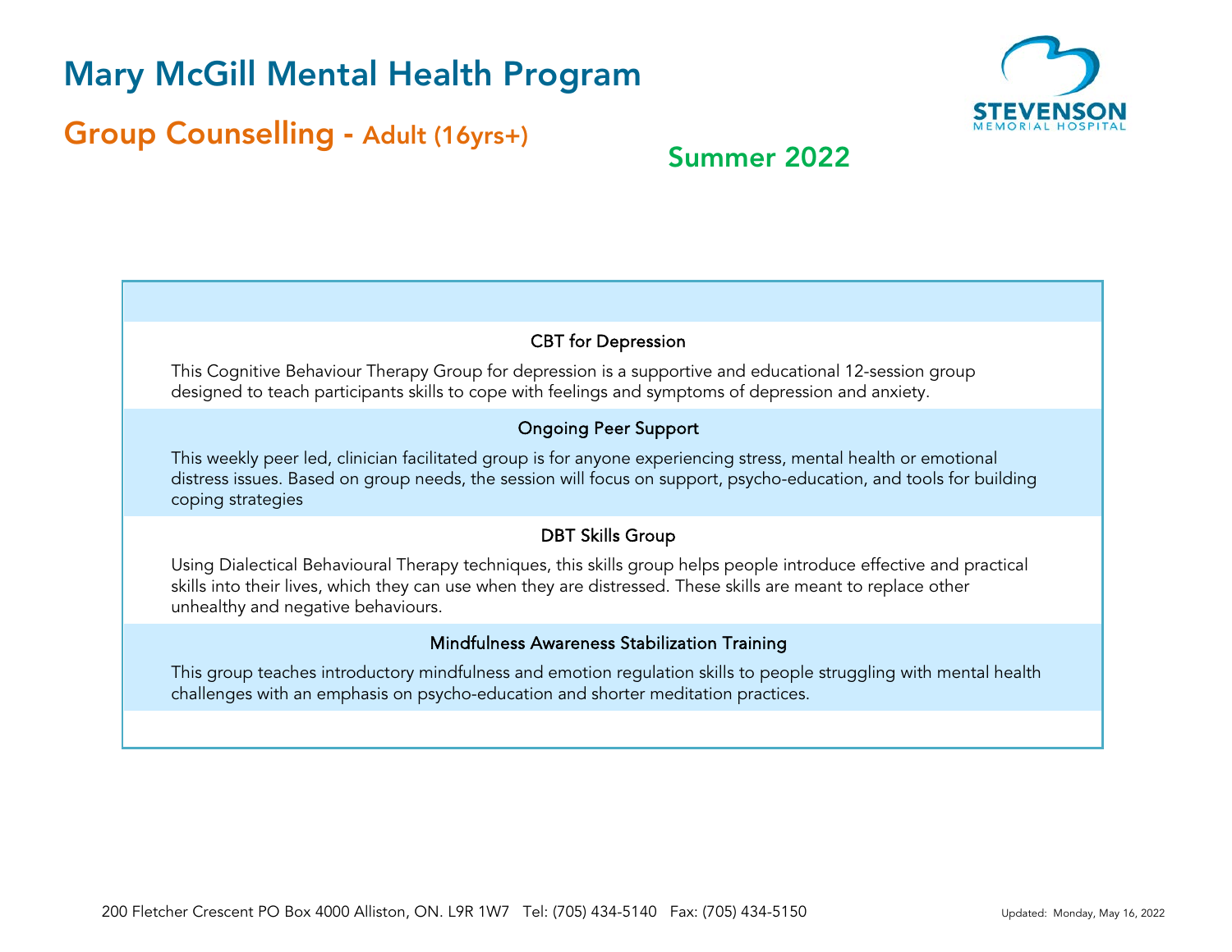# Mary McGill Mental Health Program

## Group Counselling - Adult (16yrs+)

**Summer 2022**

### CBT for Depression

This Cognitive Behaviour Therapy Group for depression is a supportive and educational 12-session group designed to teach participants skills to cope with feelings and symptoms of depression and anxiety.

### Ongoing Peer Support

This weekly peer led, clinician facilitated group is for anyone experiencing stress, mental health or emotional distress issues. Based on group needs, the session will focus on support, psycho-education, and tools for building coping strategies

### DBT Skills Group

Using Dialectical Behavioural Therapy techniques, this skills group helps people introduce effective and practical skills into their lives, which they can use when they are distressed. These skills are meant to replace other unhealthy and negative behaviours.

### Mindfulness Awareness Stabilization Training

This group teaches introductory mindfulness and emotion regulation skills to people struggling with mental health challenges with an emphasis on psycho-education and shorter meditation practices.

200 Fletcher Crescent PO Box 4000 Alliston, ON. L9R 1W7 Tel: (705) 434-5140 Fax: (705) 434-5150

Updated: Monday, May 16, 2022